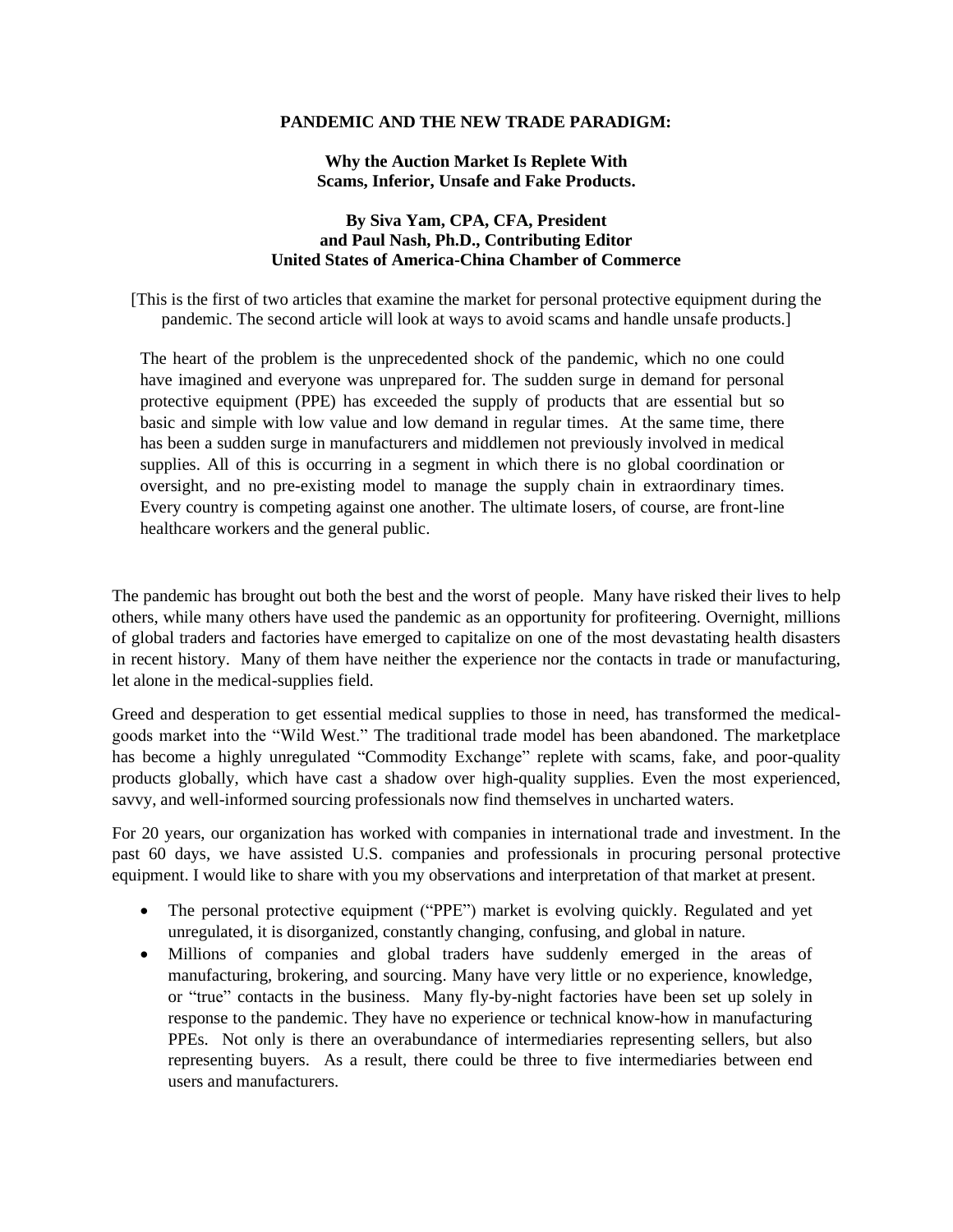# PANDEMIC AND THE NEW TRADE PARADIGM:

## Why the Auction Market Is Replete With Scams, Inferior, Unsafe and Fake Products.

**By Siva Yam, CPA, CFA, President**
**and Paul Nash, Ph.D., Contributing Editor**
**United States of America-China Chamber of Commerce**

[This is the first of two articles that examine the market for personal protective equipment during the pandemic. The second article will look at ways to avoid scams and handle unsafe products.]

> The heart of the problem is the unprecedented shock of the pandemic, which no one could have imagined and everyone was unprepared for. The sudden surge in demand for personal protective equipment (PPE) has exceeded the supply of products that are essential but so basic and simple with low value and low demand in regular times. At the same time, there has been a sudden surge in manufacturers and middlemen not previously involved in medical supplies. All of this is occurring in a segment in which there is no global coordination or oversight, and no pre-existing model to manage the supply chain in extraordinary times. Every country is competing against one another. The ultimate losers, of course, are front-line healthcare workers and the general public.

The pandemic has brought out both the best and the worst of people. Many have risked their lives to help others, while many others have used the pandemic as an opportunity for profiteering. Overnight, millions of global traders and factories have emerged to capitalize on one of the most devastating health disasters in recent history. Many of them have neither the experience nor the contacts in trade or manufacturing, let alone in the medical-supplies field.

Greed and desperation to get essential medical supplies to those in need, has transformed the medical-goods market into the "Wild West." The traditional trade model has been abandoned. The marketplace has become a highly unregulated "Commodity Exchange" replete with scams, fake, and poor-quality products globally, which have cast a shadow over high-quality supplies. Even the most experienced, savvy, and well-informed sourcing professionals now find themselves in uncharted waters.

For 20 years, our organization has worked with companies in international trade and investment. In the past 60 days, we have assisted U.S. companies and professionals in procuring personal protective equipment. I would like to share with you my observations and interpretation of that market at present.

- The personal protective equipment ("PPE") market is evolving quickly. Regulated and yet unregulated, it is disorganized, constantly changing, confusing, and global in nature.
- Millions of companies and global traders have suddenly emerged in the areas of manufacturing, brokering, and sourcing. Many have very little or no experience, knowledge, or "true" contacts in the business. Many fly-by-night factories have been set up solely in response to the pandemic. They have no experience or technical know-how in manufacturing PPEs. Not only is there an overabundance of intermediaries representing sellers, but also representing buyers. As a result, there could be three to five intermediaries between end users and manufacturers.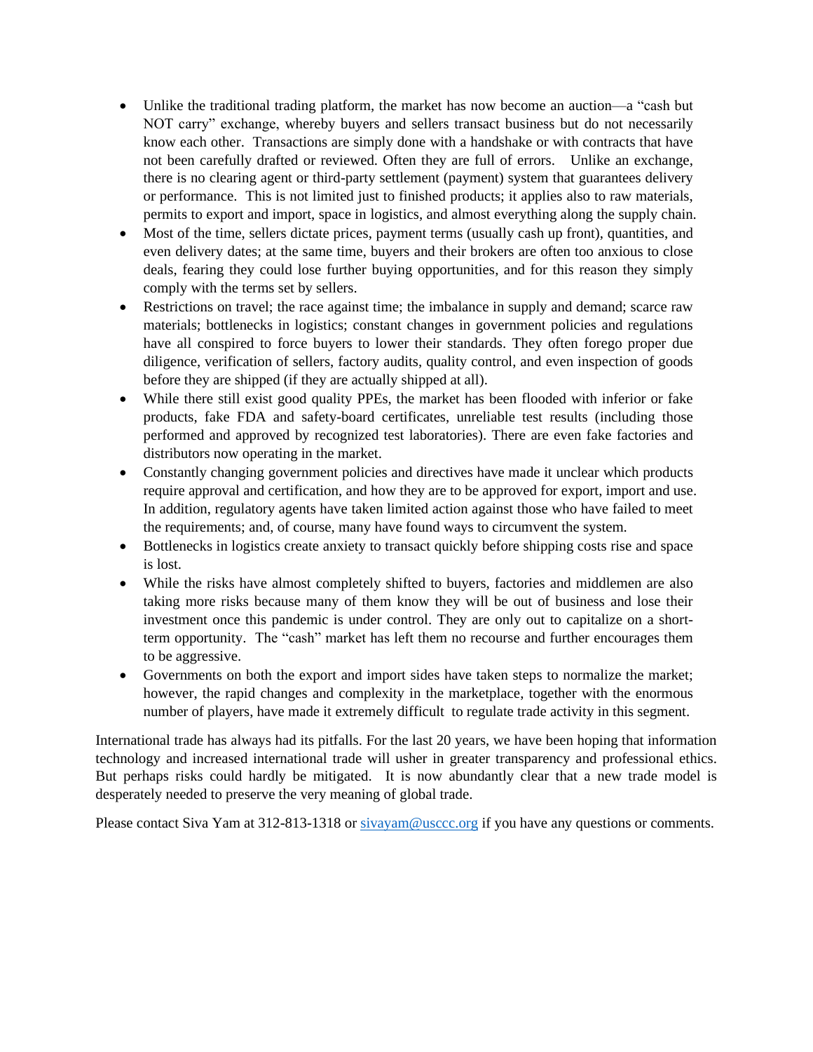- Unlike the traditional trading platform, the market has now become an auction—a "cash but NOT carry" exchange, whereby buyers and sellers transact business but do not necessarily know each other. Transactions are simply done with a handshake or with contracts that have not been carefully drafted or reviewed. Often they are full of errors. Unlike an exchange, there is no clearing agent or third-party settlement (payment) system that guarantees delivery or performance. This is not limited just to finished products; it applies also to raw materials, permits to export and import, space in logistics, and almost everything along the supply chain.
- Most of the time, sellers dictate prices, payment terms (usually cash up front), quantities, and even delivery dates; at the same time, buyers and their brokers are often too anxious to close deals, fearing they could lose further buying opportunities, and for this reason they simply comply with the terms set by sellers.
- Restrictions on travel; the race against time; the imbalance in supply and demand; scarce raw materials; bottlenecks in logistics; constant changes in government policies and regulations have all conspired to force buyers to lower their standards. They often forego proper due diligence, verification of sellers, factory audits, quality control, and even inspection of goods before they are shipped (if they are actually shipped at all).
- While there still exist good quality PPEs, the market has been flooded with inferior or fake products, fake FDA and safety-board certificates, unreliable test results (including those performed and approved by recognized test laboratories). There are even fake factories and distributors now operating in the market.
- Constantly changing government policies and directives have made it unclear which products require approval and certification, and how they are to be approved for export, import and use. In addition, regulatory agents have taken limited action against those who have failed to meet the requirements; and, of course, many have found ways to circumvent the system.
- Bottlenecks in logistics create anxiety to transact quickly before shipping costs rise and space is lost.
- While the risks have almost completely shifted to buyers, factories and middlemen are also taking more risks because many of them know they will be out of business and lose their investment once this pandemic is under control. They are only out to capitalize on a short-term opportunity. The "cash" market has left them no recourse and further encourages them to be aggressive.
- Governments on both the export and import sides have taken steps to normalize the market; however, the rapid changes and complexity in the marketplace, together with the enormous number of players, have made it extremely difficult to regulate trade activity in this segment.

International trade has always had its pitfalls. For the last 20 years, we have been hoping that information technology and increased international trade will usher in greater transparency and professional ethics. But perhaps risks could hardly be mitigated. It is now abundantly clear that a new trade model is desperately needed to preserve the very meaning of global trade.

Please contact Siva Yam at 312-813-1318 or [sivayam@usccc.org](mailto:sivayam@usccc.org) if you have any questions or comments.